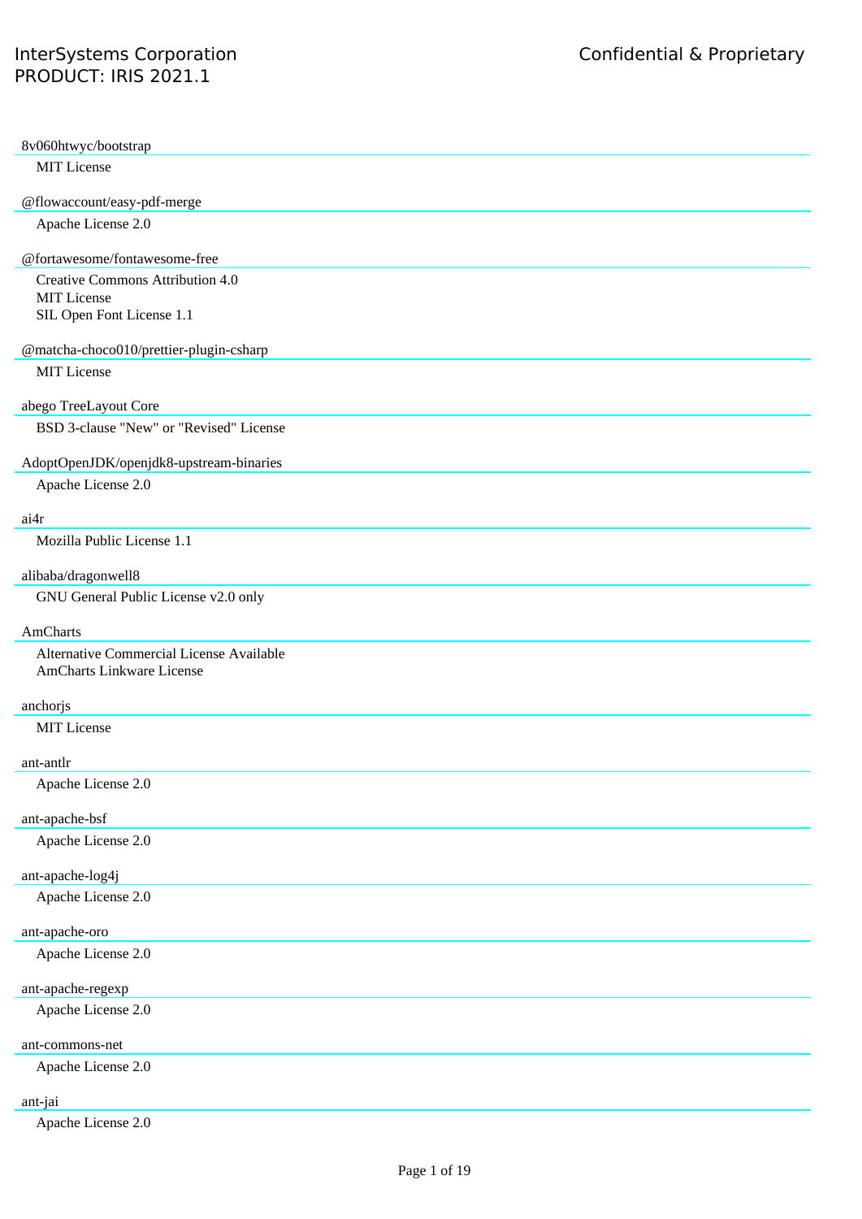8v060htwyc/bootstrap

MIT License

@flowaccount/easy-pdf-merge

Apache License 2.0

@fortawesome/fontawesome-free

Creative Commons Attribution 4.0
MIT License
SIL Open Font License 1.1

@matcha-choco010/prettier-plugin-csharp

MIT License

abego TreeLayout Core

BSD 3-clause "New" or "Revised" License

AdoptOpenJDK/openjdk8-upstream-binaries

Apache License 2.0

ai4r

Mozilla Public License 1.1

alibaba/dragonwell8

GNU General Public License v2.0 only

AmCharts

Alternative Commercial License Available
AmCharts Linkware License

anchorjs

MIT License

ant-antlr

Apache License 2.0

ant-apache-bsf

Apache License 2.0

ant-apache-log4j

Apache License 2.0

ant-apache-oro

Apache License 2.0

ant-apache-regexp

Apache License 2.0

ant-commons-net

Apache License 2.0

ant-jai

Apache License 2.0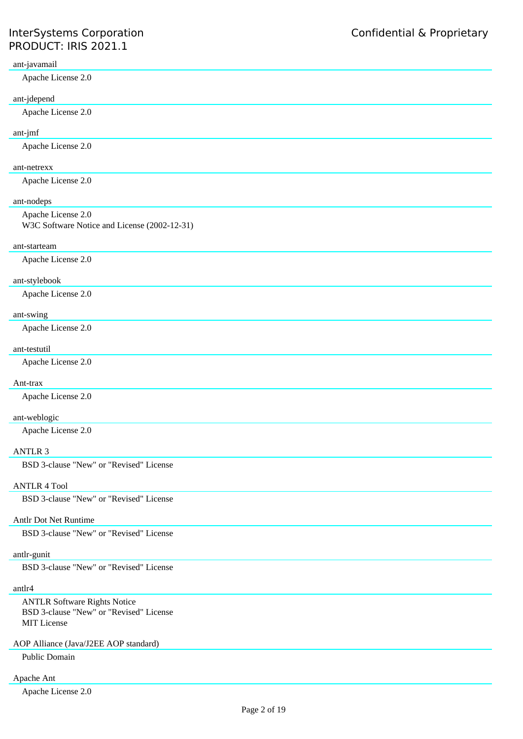ant-javamail

Apache License 2.0

ant-jdepend

Apache License 2.0

ant-jmf

Apache License 2.0

ant-netrexx

Apache License 2.0

ant-nodeps

Apache License 2.0
W3C Software Notice and License (2002-12-31)

ant-starteam

Apache License 2.0

ant-stylebook

Apache License 2.0

ant-swing

Apache License 2.0

ant-testutil

Apache License 2.0

Ant-trax

Apache License 2.0

ant-weblogic

Apache License 2.0

ANTLR 3

BSD 3-clause "New" or "Revised" License

ANTLR 4 Tool

BSD 3-clause "New" or "Revised" License

Antlr Dot Net Runtime

BSD 3-clause "New" or "Revised" License

antlr-gunit

BSD 3-clause "New" or "Revised" License

antlr4

ANTLR Software Rights Notice
BSD 3-clause "New" or "Revised" License
MIT License

AOP Alliance (Java/J2EE AOP standard)

Public Domain

Apache Ant

Apache License 2.0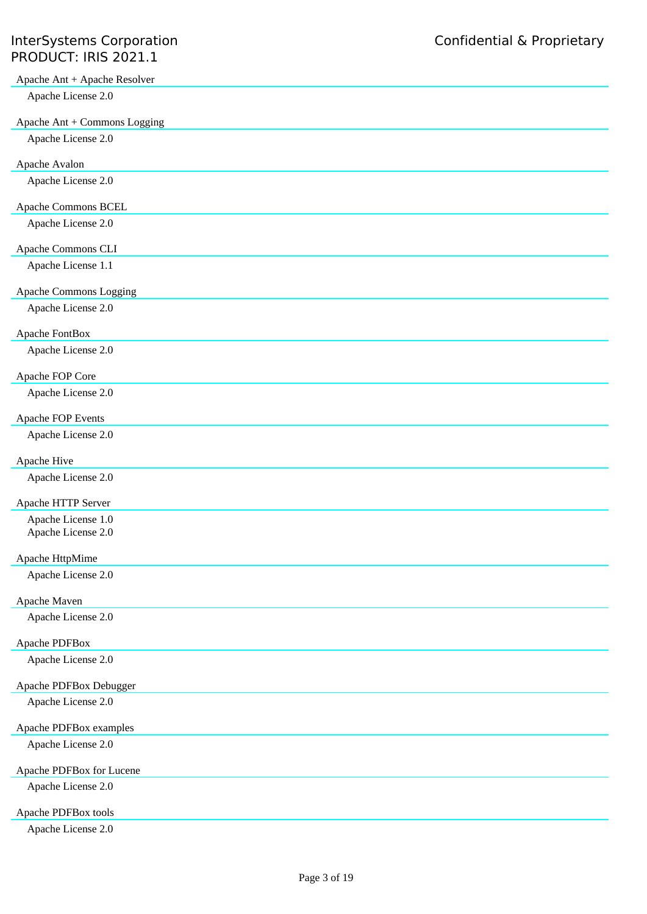Apache Ant + Apache Resolver

Apache License 2.0

Apache Ant + Commons Logging

Apache License 2.0

Apache Avalon

Apache License 2.0

Apache Commons BCEL

Apache License 2.0

Apache Commons CLI

Apache License 1.1

Apache Commons Logging

Apache License 2.0

Apache FontBox

Apache License 2.0

Apache FOP Core

Apache License 2.0

Apache FOP Events

Apache License 2.0

Apache Hive

Apache License 2.0

Apache HTTP Server

Apache License 1.0
Apache License 2.0

Apache HttpMime

Apache License 2.0

Apache Maven

Apache License 2.0

Apache PDFBox

Apache License 2.0

Apache PDFBox Debugger

Apache License 2.0

Apache PDFBox examples

Apache License 2.0

Apache PDFBox for Lucene

Apache License 2.0

Apache PDFBox tools

Apache License 2.0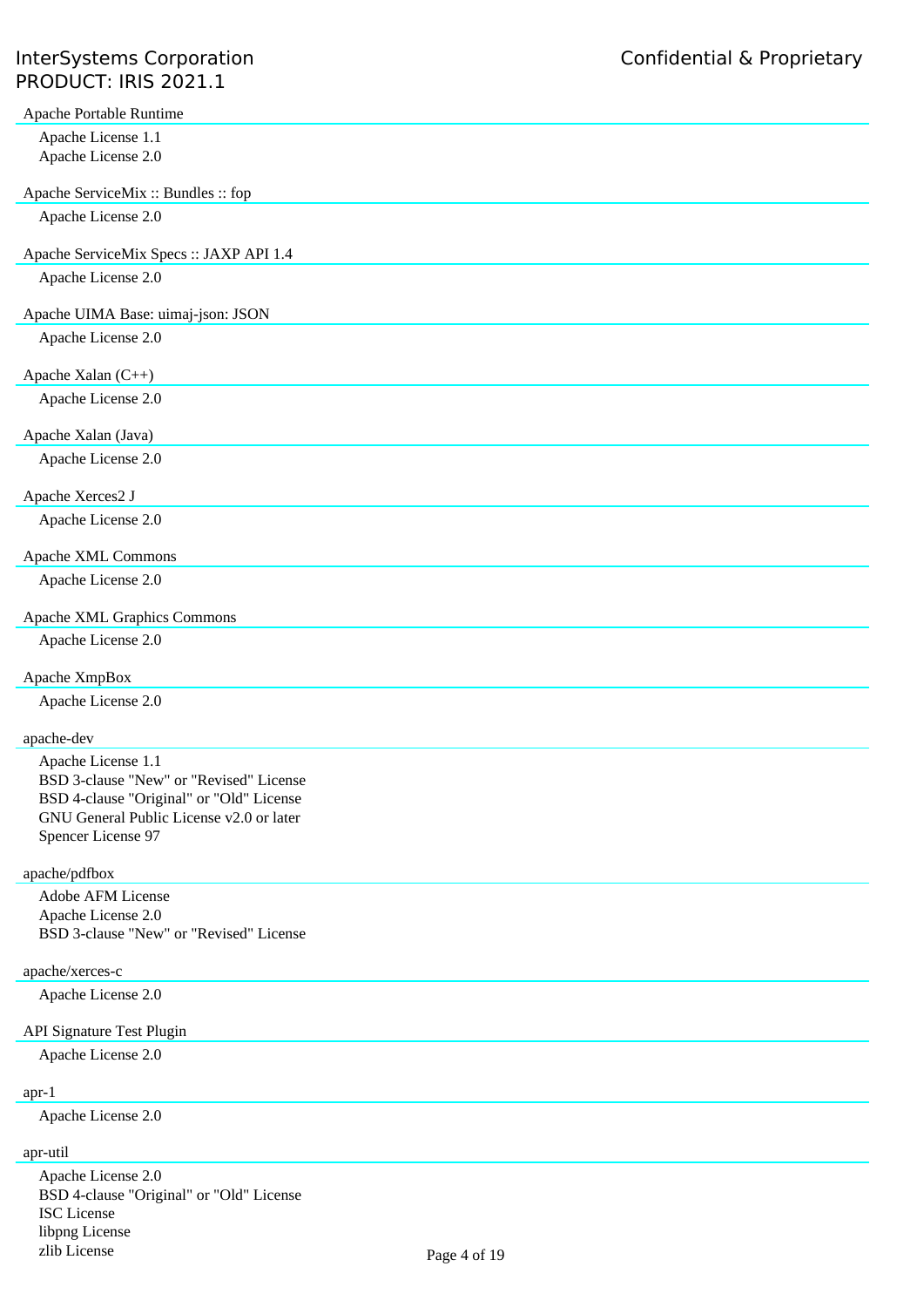Apache Portable Runtime

- Apache License 1.1
- Apache License 2.0

Apache ServiceMix :: Bundles :: fop

- Apache License 2.0

Apache ServiceMix Specs :: JAXP API 1.4

- Apache License 2.0

Apache UIMA Base: uimaj-json: JSON

- Apache License 2.0

Apache Xalan (C++)

- Apache License 2.0

Apache Xalan (Java)

- Apache License 2.0

Apache Xerces2 J

- Apache License 2.0

Apache XML Commons

- Apache License 2.0

Apache XML Graphics Commons

- Apache License 2.0

Apache XmpBox

- Apache License 2.0

apache-dev

- Apache License 1.1
- BSD 3-clause "New" or "Revised" License
- BSD 4-clause "Original" or "Old" License
- GNU General Public License v2.0 or later
- Spencer License 97

apache/pdfbox

- Adobe AFM License
- Apache License 2.0
- BSD 3-clause "New" or "Revised" License

apache/xerces-c

- Apache License 2.0

API Signature Test Plugin

- Apache License 2.0

apr-1

- Apache License 2.0

apr-util

- Apache License 2.0
- BSD 4-clause "Original" or "Old" License
- ISC License
- libpng License
- zlib License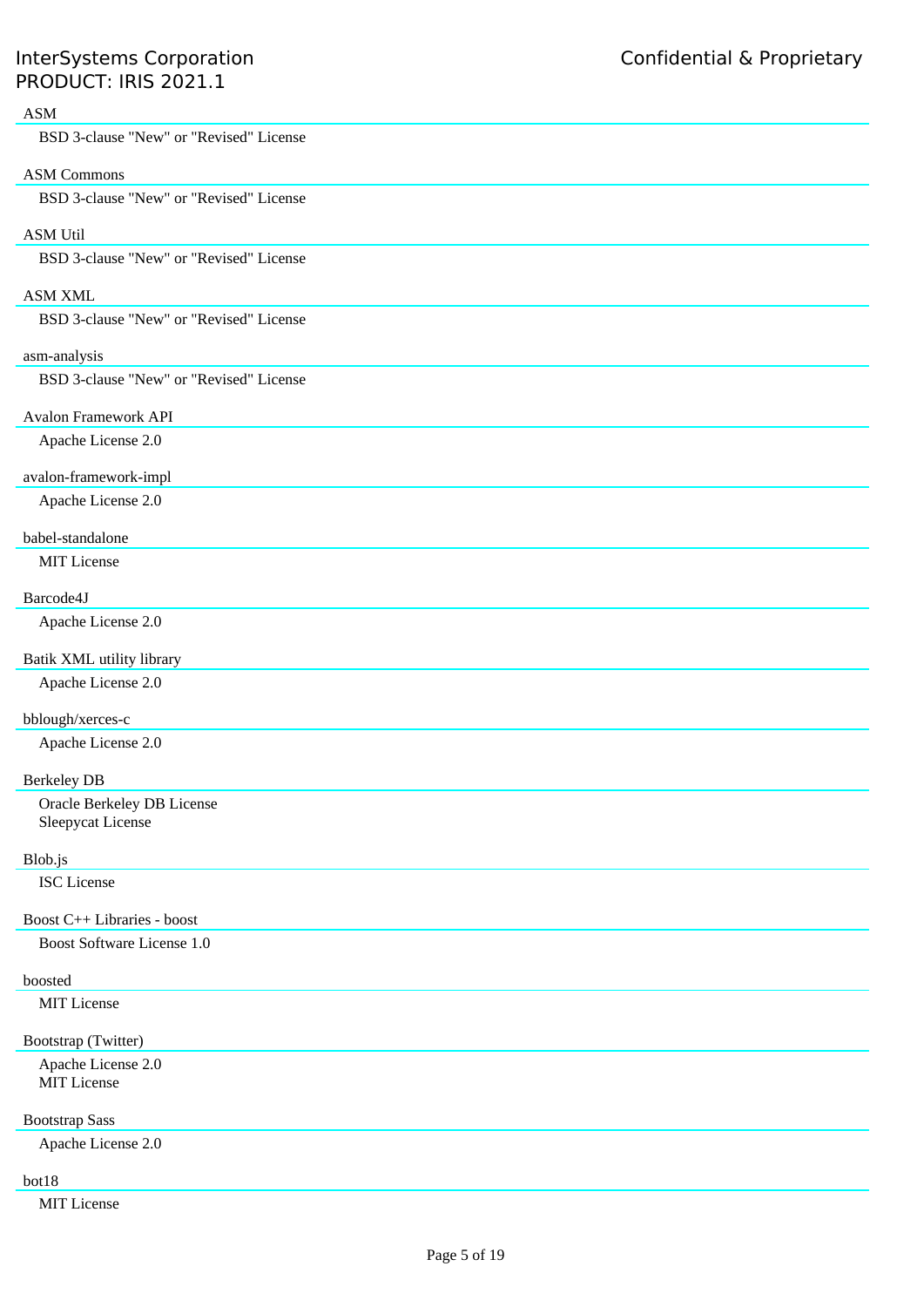ASM

BSD 3-clause "New" or "Revised" License

ASM Commons

BSD 3-clause "New" or "Revised" License

ASM Util

BSD 3-clause "New" or "Revised" License

ASM XML

BSD 3-clause "New" or "Revised" License

asm-analysis

BSD 3-clause "New" or "Revised" License

Avalon Framework API

Apache License 2.0

avalon-framework-impl

Apache License 2.0

babel-standalone

MIT License

Barcode4J

Apache License 2.0

Batik XML utility library

Apache License 2.0

bblough/xerces-c

Apache License 2.0

Berkeley DB

Oracle Berkeley DB License
Sleepycat License

Blob.js

ISC License

Boost C++ Libraries - boost

Boost Software License 1.0

boosted

MIT License

Bootstrap (Twitter)

Apache License 2.0
MIT License

Bootstrap Sass

Apache License 2.0

bot18

MIT License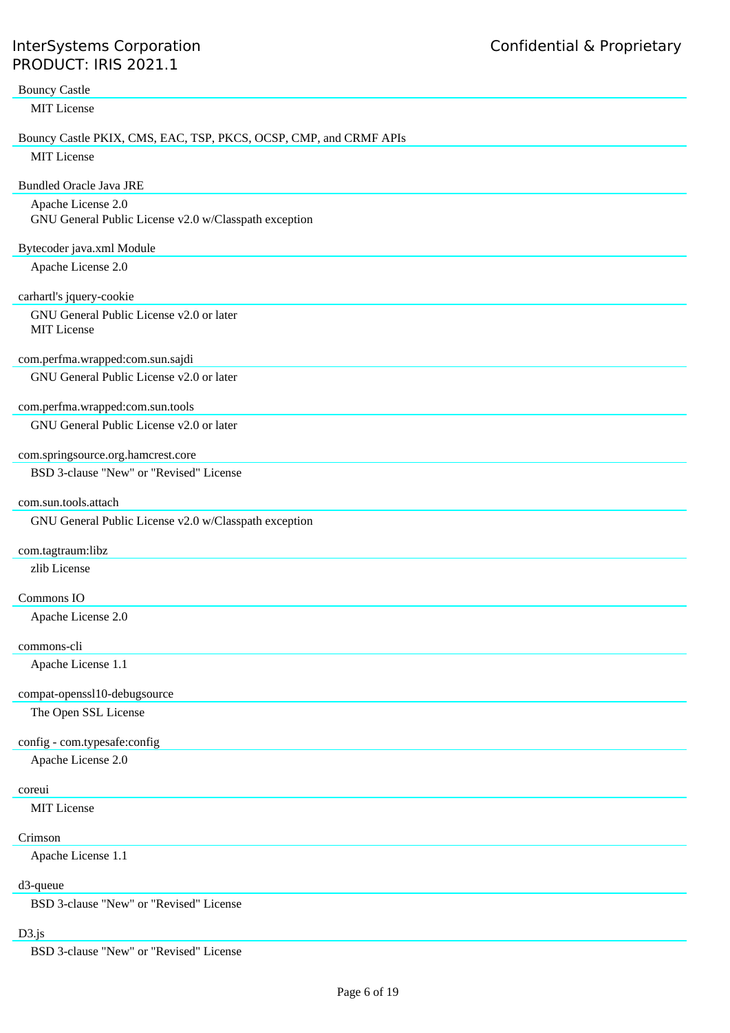Bouncy Castle

MIT License

Bouncy Castle PKIX, CMS, EAC, TSP, PKCS, OCSP, CMP, and CRMF APIs

MIT License

Bundled Oracle Java JRE

Apache License 2.0
GNU General Public License v2.0 w/Classpath exception

Bytecoder java.xml Module

Apache License 2.0

carhartl's jquery-cookie

GNU General Public License v2.0 or later
MIT License

com.perfma.wrapped:com.sun.sajdi

GNU General Public License v2.0 or later

com.perfma.wrapped:com.sun.tools

GNU General Public License v2.0 or later

com.springsource.org.hamcrest.core

BSD 3-clause "New" or "Revised" License

com.sun.tools.attach

GNU General Public License v2.0 w/Classpath exception

com.tagtraum:libz

zlib License

Commons IO

Apache License 2.0

commons-cli

Apache License 1.1

compat-openssl10-debugsource

The Open SSL License

config - com.typesafe:config

Apache License 2.0

coreui

MIT License

Crimson

Apache License 1.1

d3-queue

BSD 3-clause "New" or "Revised" License

D3.js

BSD 3-clause "New" or "Revised" License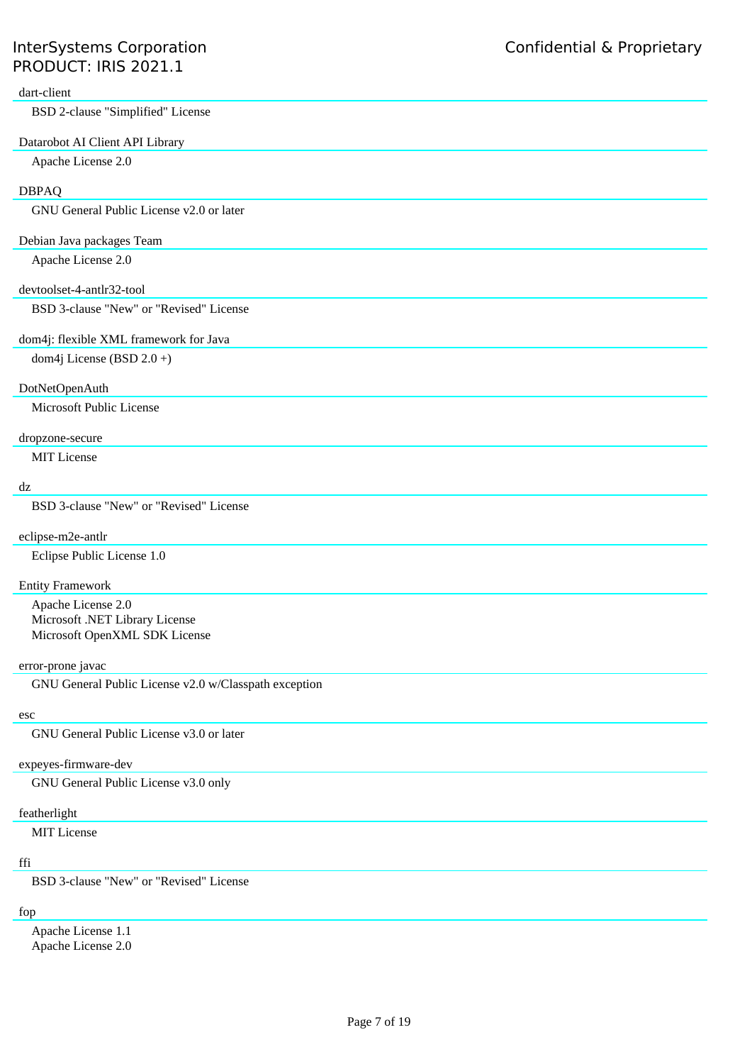dart-client

BSD 2-clause "Simplified" License

Datarobot AI Client API Library

Apache License 2.0

DBPAQ

GNU General Public License v2.0 or later

Debian Java packages Team

Apache License 2.0

devtoolset-4-antlr32-tool

BSD 3-clause "New" or "Revised" License

dom4j: flexible XML framework for Java

dom4j License (BSD 2.0 +)

DotNetOpenAuth

Microsoft Public License

dropzone-secure

MIT License

dz

BSD 3-clause "New" or "Revised" License

eclipse-m2e-antlr

Eclipse Public License 1.0

Entity Framework

Apache License 2.0
Microsoft .NET Library License
Microsoft OpenXML SDK License

error-prone javac

GNU General Public License v2.0 w/Classpath exception

esc

GNU General Public License v3.0 or later

expeyes-firmware-dev

GNU General Public License v3.0 only

featherlight

MIT License

ffi

BSD 3-clause "New" or "Revised" License

fop

Apache License 1.1
Apache License 2.0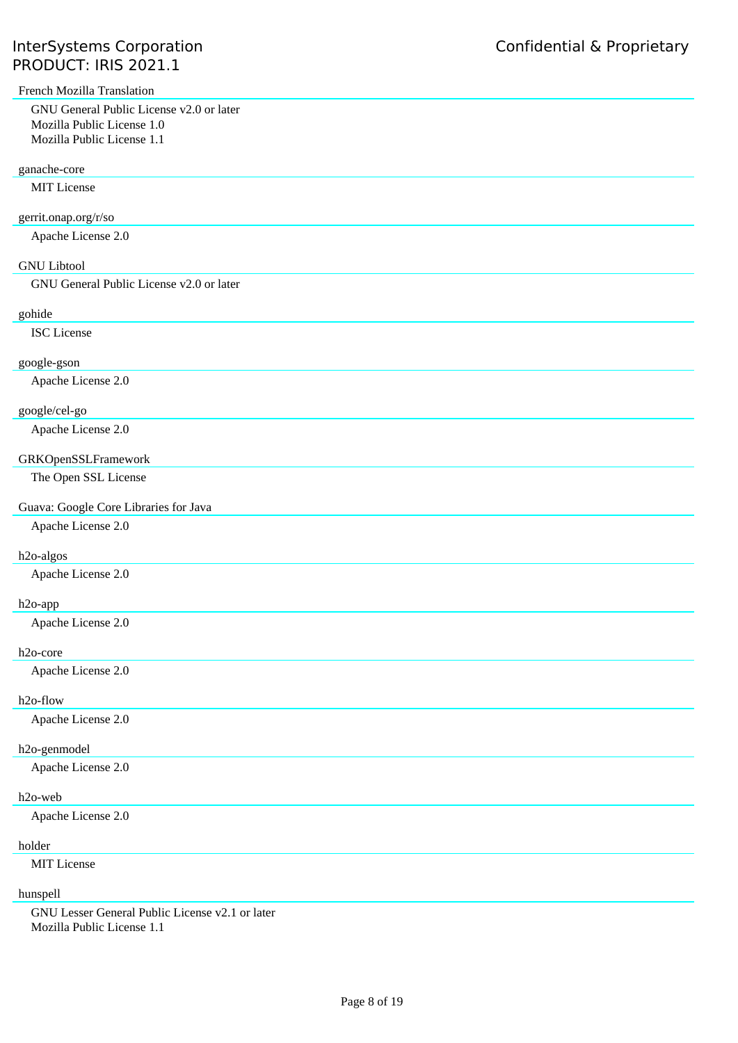French Mozilla Translation

- GNU General Public License v2.0 or later
- Mozilla Public License 1.0
- Mozilla Public License 1.1

ganache-core

- MIT License

gerrit.onap.org/r/so

- Apache License 2.0

GNU Libtool

- GNU General Public License v2.0 or later

gohide

- ISC License

google-gson

- Apache License 2.0

google/cel-go

- Apache License 2.0

GRKOpenSSLFramework

- The Open SSL License

Guava: Google Core Libraries for Java

- Apache License 2.0

h2o-algos

- Apache License 2.0

h2o-app

- Apache License 2.0

h2o-core

- Apache License 2.0

h2o-flow

- Apache License 2.0

h2o-genmodel

- Apache License 2.0

h2o-web

- Apache License 2.0

holder

- MIT License

hunspell

- GNU Lesser General Public License v2.1 or later
- Mozilla Public License 1.1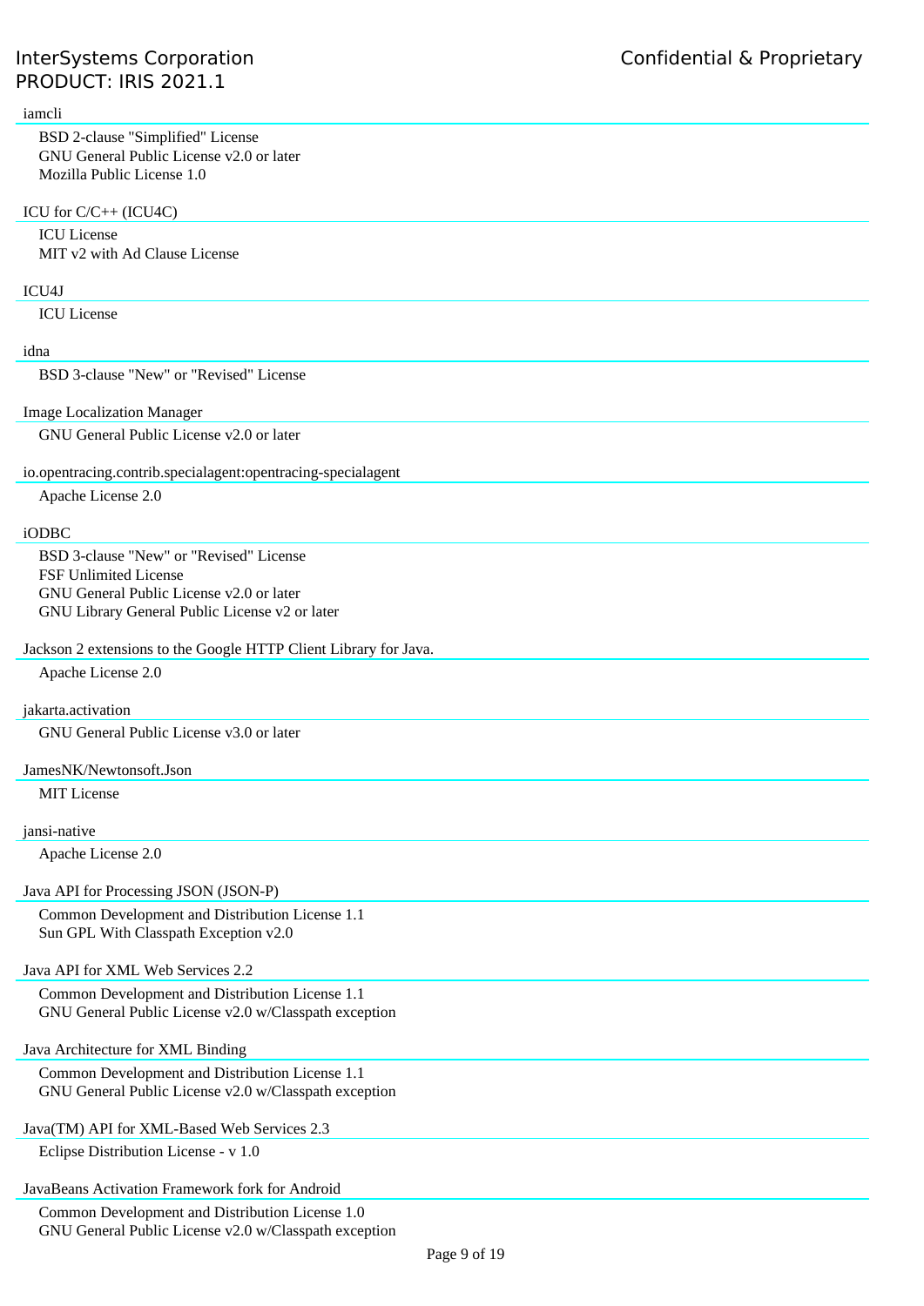iamcli

- BSD 2-clause "Simplified" License
- GNU General Public License v2.0 or later
- Mozilla Public License 1.0

ICU for C/C++ (ICU4C)

- ICU License
- MIT v2 with Ad Clause License

ICU4J

- ICU License

idna

- BSD 3-clause "New" or "Revised" License

Image Localization Manager

- GNU General Public License v2.0 or later

io.opentracing.contrib.specialagent:opentracing-specialagent

- Apache License 2.0

iODBC

- BSD 3-clause "New" or "Revised" License
- FSF Unlimited License
- GNU General Public License v2.0 or later
- GNU Library General Public License v2 or later

Jackson 2 extensions to the Google HTTP Client Library for Java.

- Apache License 2.0

jakarta.activation

- GNU General Public License v3.0 or later

JamesNK/Newtonsoft.Json

- MIT License

jansi-native

- Apache License 2.0

Java API for Processing JSON (JSON-P)

- Common Development and Distribution License 1.1
- Sun GPL With Classpath Exception v2.0

Java API for XML Web Services 2.2

- Common Development and Distribution License 1.1
- GNU General Public License v2.0 w/Classpath exception

Java Architecture for XML Binding

- Common Development and Distribution License 1.1
- GNU General Public License v2.0 w/Classpath exception

Java(TM) API for XML-Based Web Services 2.3

- Eclipse Distribution License - v 1.0

JavaBeans Activation Framework fork for Android

- Common Development and Distribution License 1.0
- GNU General Public License v2.0 w/Classpath exception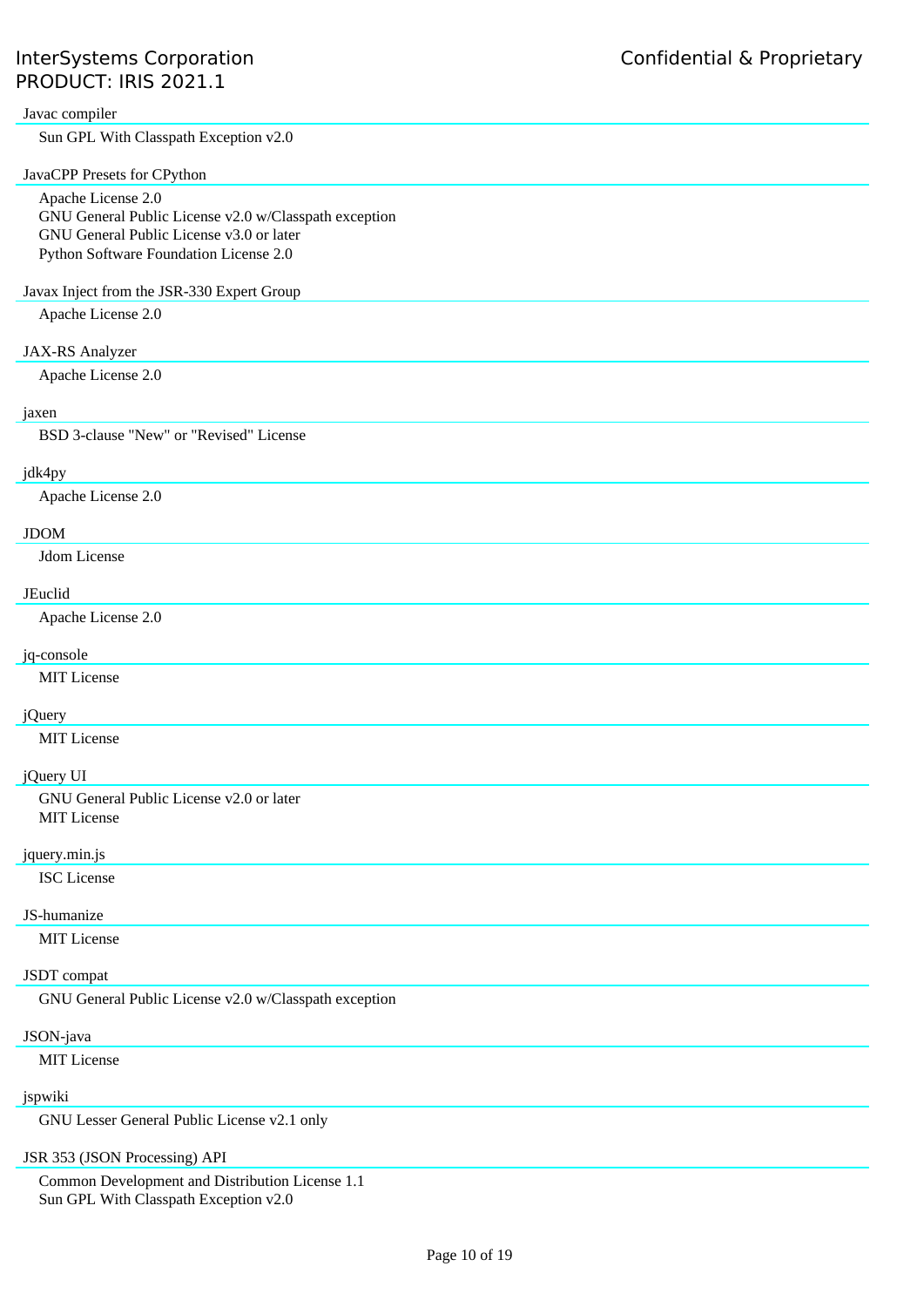Javac compiler

- Sun GPL With Classpath Exception v2.0

JavaCPP Presets for CPython

- Apache License 2.0
- GNU General Public License v2.0 w/Classpath exception
- GNU General Public License v3.0 or later
- Python Software Foundation License 2.0

Javax Inject from the JSR-330 Expert Group

- Apache License 2.0

JAX-RS Analyzer

- Apache License 2.0

jaxen

- BSD 3-clause "New" or "Revised" License

jdk4py

- Apache License 2.0

JDOM

- Jdom License

JEuclid

- Apache License 2.0

jq-console

- MIT License

jQuery

- MIT License

jQuery UI

- GNU General Public License v2.0 or later
- MIT License

jquery.min.js

- ISC License

JS-humanize

- MIT License

JSDT compat

- GNU General Public License v2.0 w/Classpath exception

JSON-java

- MIT License

jspwiki

- GNU Lesser General Public License v2.1 only

JSR 353 (JSON Processing) API

- Common Development and Distribution License 1.1
- Sun GPL With Classpath Exception v2.0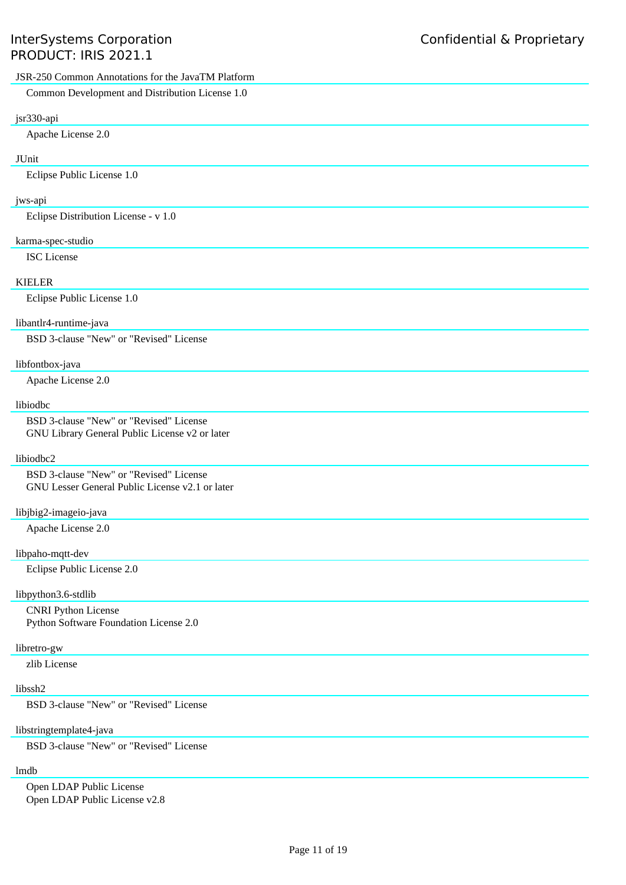JSR-250 Common Annotations for the JavaTM Platform

Common Development and Distribution License 1.0

jsr330-api

Apache License 2.0

JUnit

Eclipse Public License 1.0

jws-api

Eclipse Distribution License - v 1.0

karma-spec-studio

ISC License

KIELER

Eclipse Public License 1.0

libantlr4-runtime-java

BSD 3-clause "New" or "Revised" License

libfontbox-java

Apache License 2.0

libiodbc

BSD 3-clause "New" or "Revised" License
GNU Library General Public License v2 or later

libiodbc2

BSD 3-clause "New" or "Revised" License
GNU Lesser General Public License v2.1 or later

libjbig2-imageio-java

Apache License 2.0

libpaho-mqtt-dev

Eclipse Public License 2.0

libpython3.6-stdlib

CNRI Python License
Python Software Foundation License 2.0

libretro-gw

zlib License

libssh2

BSD 3-clause "New" or "Revised" License

libstringtemplate4-java

BSD 3-clause "New" or "Revised" License

lmdb

Open LDAP Public License
Open LDAP Public License v2.8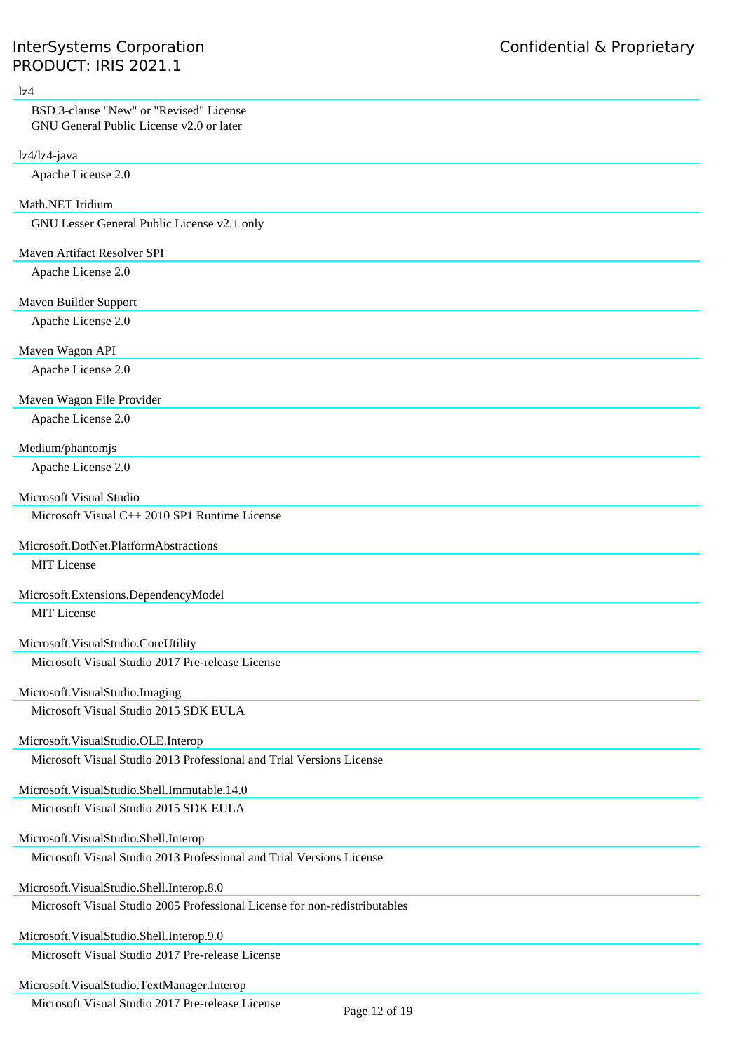lz4

- BSD 3-clause "New" or "Revised" License
- GNU General Public License v2.0 or later

lz4/lz4-java

- Apache License 2.0

Math.NET Iridium

- GNU Lesser General Public License v2.1 only

Maven Artifact Resolver SPI

- Apache License 2.0

Maven Builder Support

- Apache License 2.0

Maven Wagon API

- Apache License 2.0

Maven Wagon File Provider

- Apache License 2.0

Medium/phantomjs

- Apache License 2.0

Microsoft Visual Studio

- Microsoft Visual C++ 2010 SP1 Runtime License

Microsoft.DotNet.PlatformAbstractions

- MIT License

Microsoft.Extensions.DependencyModel

- MIT License

Microsoft.VisualStudio.CoreUtility

- Microsoft Visual Studio 2017 Pre-release License

Microsoft.VisualStudio.Imaging

- Microsoft Visual Studio 2015 SDK EULA

Microsoft.VisualStudio.OLE.Interop

- Microsoft Visual Studio 2013 Professional and Trial Versions License

Microsoft.VisualStudio.Shell.Immutable.14.0

- Microsoft Visual Studio 2015 SDK EULA

Microsoft.VisualStudio.Shell.Interop

- Microsoft Visual Studio 2013 Professional and Trial Versions License

Microsoft.VisualStudio.Shell.Interop.8.0

- Microsoft Visual Studio 2005 Professional License for non-redistributables

Microsoft.VisualStudio.Shell.Interop.9.0

- Microsoft Visual Studio 2017 Pre-release License

Microsoft.VisualStudio.TextManager.Interop

- Microsoft Visual Studio 2017 Pre-release License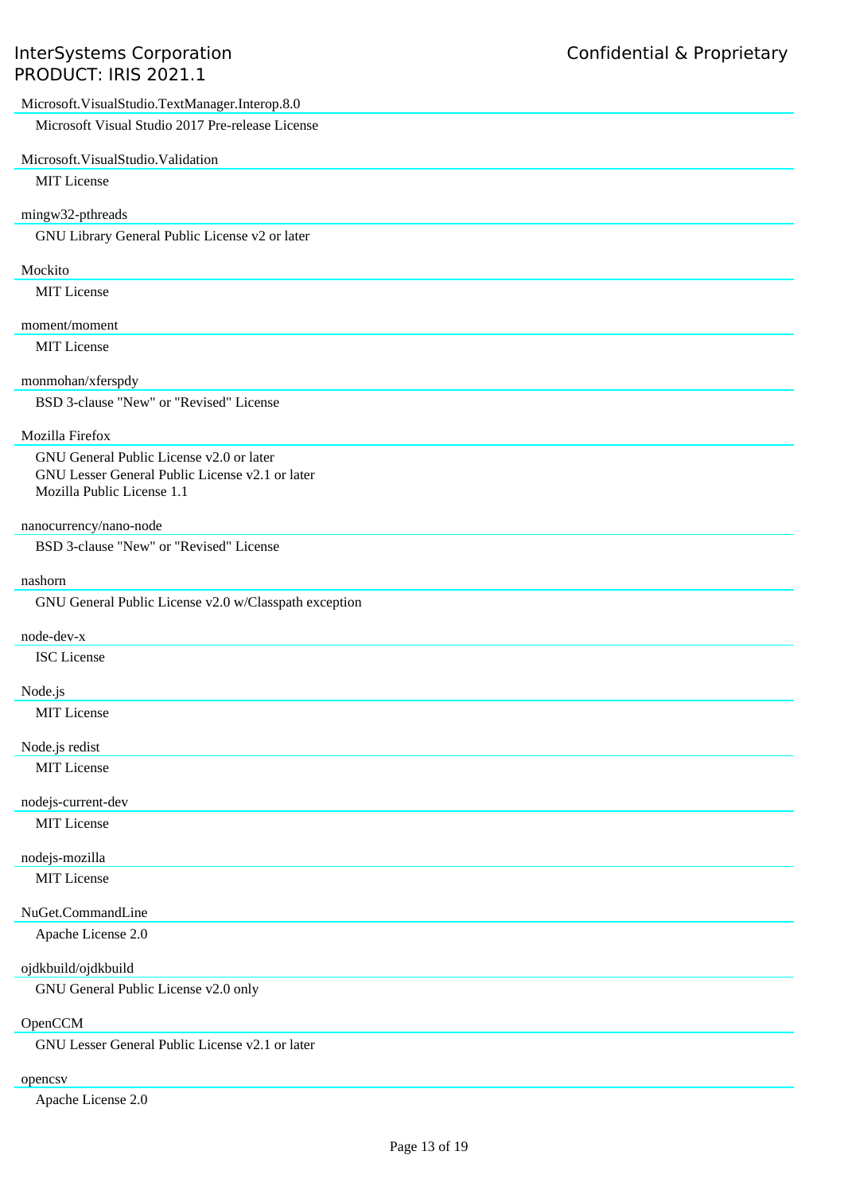Microsoft.VisualStudio.TextManager.Interop.8.0

Microsoft Visual Studio 2017 Pre-release License

Microsoft.VisualStudio.Validation

MIT License

mingw32-pthreads

GNU Library General Public License v2 or later

Mockito

MIT License

moment/moment

MIT License

monmohan/xferspdy

BSD 3-clause "New" or "Revised" License

Mozilla Firefox

GNU General Public License v2.0 or later
GNU Lesser General Public License v2.1 or later
Mozilla Public License 1.1

nanocurrency/nano-node

BSD 3-clause "New" or "Revised" License

nashorn

GNU General Public License v2.0 w/Classpath exception

node-dev-x

ISC License

Node.js

MIT License

Node.js redist

MIT License

nodejs-current-dev

MIT License

nodejs-mozilla

MIT License

NuGet.CommandLine

Apache License 2.0

ojdkbuild/ojdkbuild

GNU General Public License v2.0 only

OpenCCM

GNU Lesser General Public License v2.1 or later

opencsv

Apache License 2.0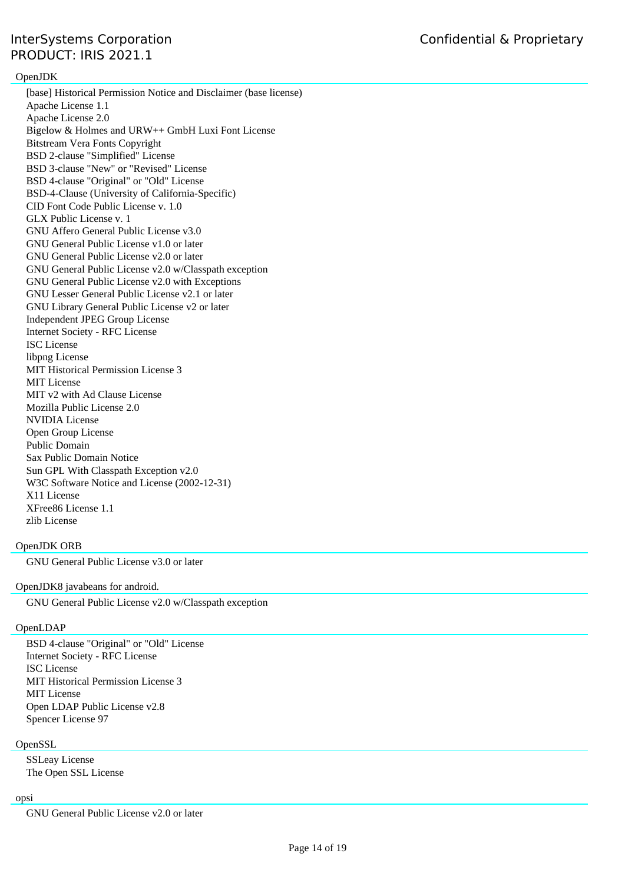## OpenJDK

- [base] Historical Permission Notice and Disclaimer (base license)
- Apache License 1.1
- Apache License 2.0
- Bigelow & Holmes and URW++ GmbH Luxi Font License
- Bitstream Vera Fonts Copyright
- BSD 2-clause "Simplified" License
- BSD 3-clause "New" or "Revised" License
- BSD 4-clause "Original" or "Old" License
- BSD-4-Clause (University of California-Specific)
- CID Font Code Public License v. 1.0
- GLX Public License v. 1
- GNU Affero General Public License v3.0
- GNU General Public License v1.0 or later
- GNU General Public License v2.0 or later
- GNU General Public License v2.0 w/Classpath exception
- GNU General Public License v2.0 with Exceptions
- GNU Lesser General Public License v2.1 or later
- GNU Library General Public License v2 or later
- Independent JPEG Group License
- Internet Society - RFC License
- ISC License
- libpng License
- MIT Historical Permission License 3
- MIT License
- MIT v2 with Ad Clause License
- Mozilla Public License 2.0
- NVIDIA License
- Open Group License
- Public Domain
- Sax Public Domain Notice
- Sun GPL With Classpath Exception v2.0
- W3C Software Notice and License (2002-12-31)
- X11 License
- XFree86 License 1.1
- zlib License

## OpenJDK ORB

- GNU General Public License v3.0 or later

## OpenJDK8 javabeans for android.

- GNU General Public License v2.0 w/Classpath exception

## OpenLDAP

- BSD 4-clause "Original" or "Old" License
- Internet Society - RFC License
- ISC License
- MIT Historical Permission License 3
- MIT License
- Open LDAP Public License v2.8
- Spencer License 97

## OpenSSL

- SSLeay License
- The Open SSL License

## opsi

- GNU General Public License v2.0 or later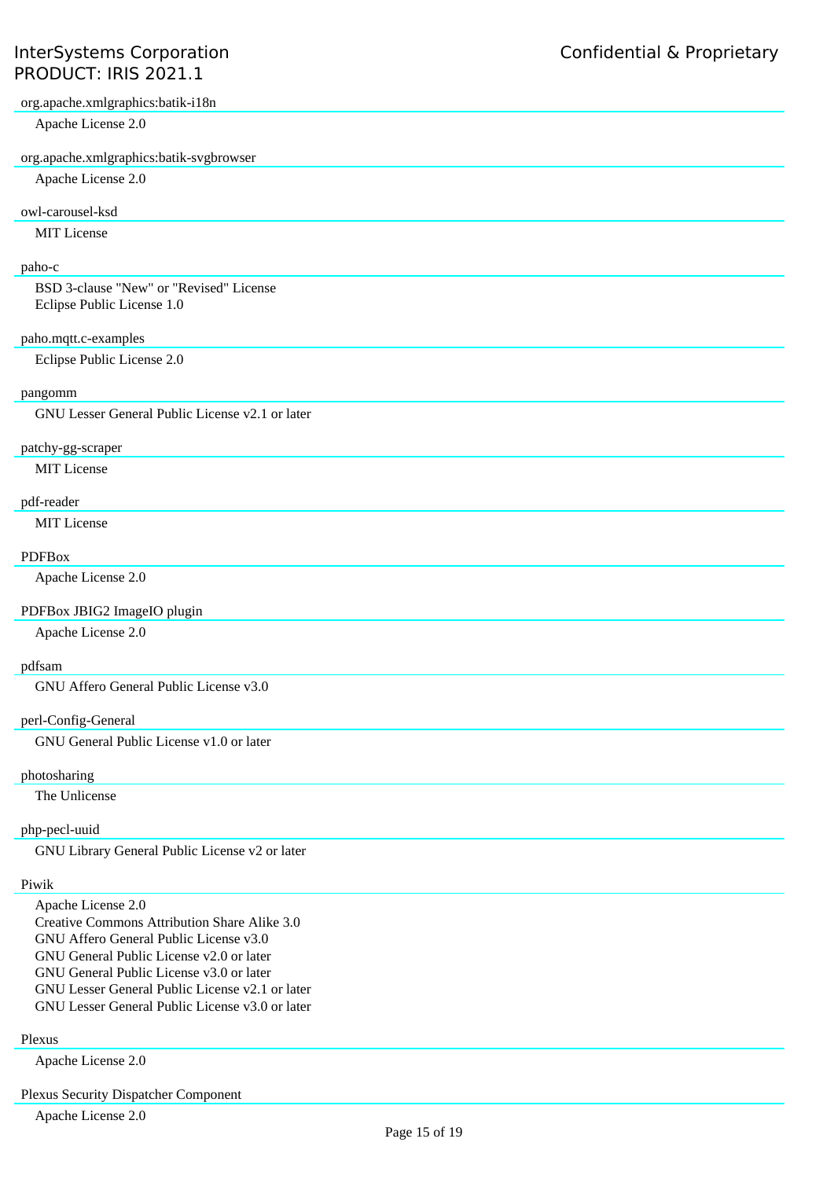org.apache.xmlgraphics:batik-i18n

Apache License 2.0

org.apache.xmlgraphics:batik-svgbrowser

Apache License 2.0

owl-carousel-ksd

MIT License

paho-c

BSD 3-clause "New" or "Revised" License
Eclipse Public License 1.0

paho.mqtt.c-examples

Eclipse Public License 2.0

pangomm

GNU Lesser General Public License v2.1 or later

patchy-gg-scraper

MIT License

pdf-reader

MIT License

PDFBox

Apache License 2.0

PDFBox JBIG2 ImageIO plugin

Apache License 2.0

pdfsam

GNU Affero General Public License v3.0

perl-Config-General

GNU General Public License v1.0 or later

photosharing

The Unlicense

php-pecl-uuid

GNU Library General Public License v2 or later

Piwik

Apache License 2.0
Creative Commons Attribution Share Alike 3.0
GNU Affero General Public License v3.0
GNU General Public License v2.0 or later
GNU General Public License v3.0 or later
GNU Lesser General Public License v2.1 or later
GNU Lesser General Public License v3.0 or later

Plexus

Apache License 2.0

Plexus Security Dispatcher Component

Apache License 2.0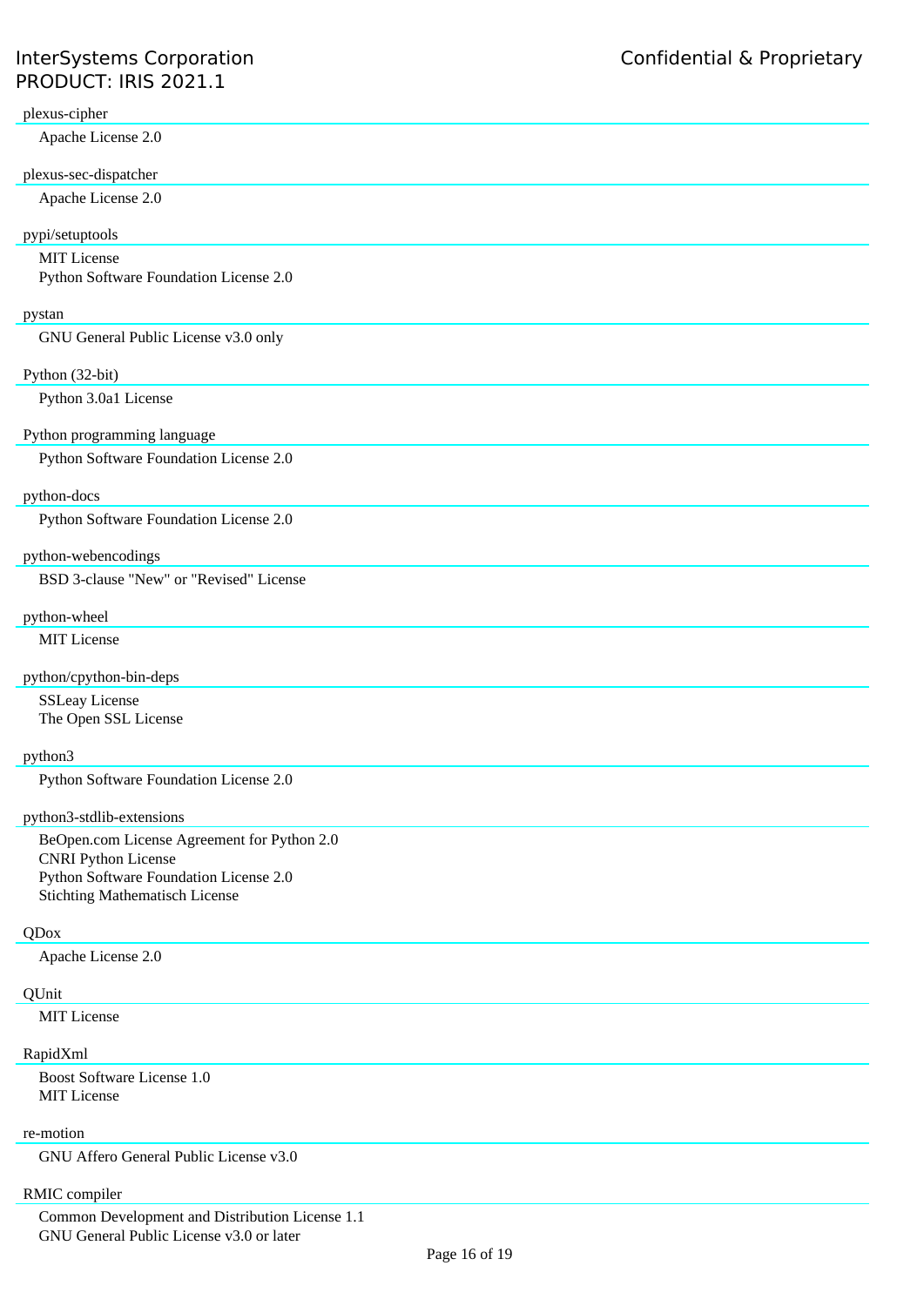plexus-cipher

Apache License 2.0

plexus-sec-dispatcher

Apache License 2.0

pypi/setuptools

MIT License
Python Software Foundation License 2.0

pystan

GNU General Public License v3.0 only

Python (32-bit)

Python 3.0a1 License

Python programming language

Python Software Foundation License 2.0

python-docs

Python Software Foundation License 2.0

python-webencodings

BSD 3-clause "New" or "Revised" License

python-wheel

MIT License

python/cpython-bin-deps

SSLeay License
The Open SSL License

python3

Python Software Foundation License 2.0

python3-stdlib-extensions

BeOpen.com License Agreement for Python 2.0
CNRI Python License
Python Software Foundation License 2.0
Stichting Mathematisch License

QDox

Apache License 2.0

QUnit

MIT License

RapidXml

Boost Software License 1.0
MIT License

re-motion

GNU Affero General Public License v3.0

RMIC compiler

Common Development and Distribution License 1.1
GNU General Public License v3.0 or later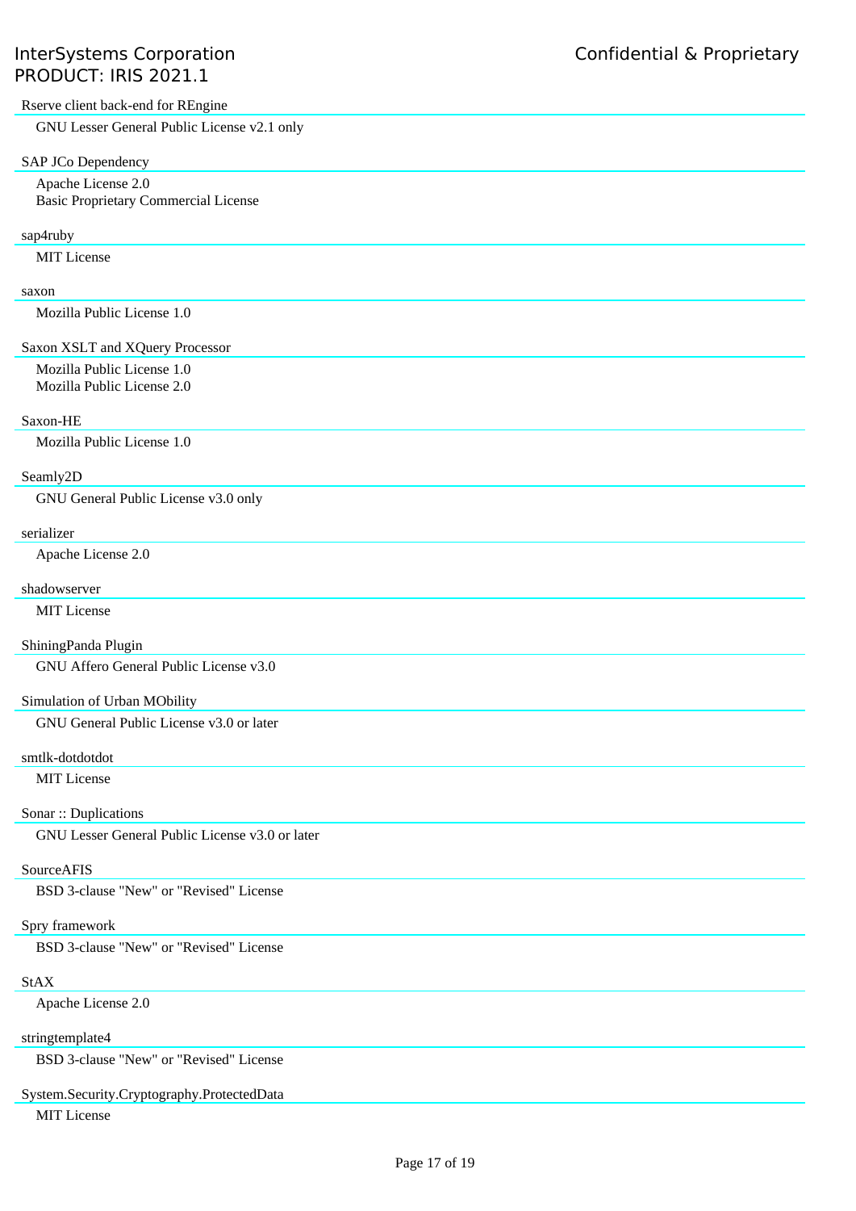Rserve client back-end for REngine

GNU Lesser General Public License v2.1 only

SAP JCo Dependency

Apache License 2.0
Basic Proprietary Commercial License

sap4ruby

MIT License

saxon

Mozilla Public License 1.0

Saxon XSLT and XQuery Processor

Mozilla Public License 1.0
Mozilla Public License 2.0

Saxon-HE

Mozilla Public License 1.0

Seamly2D

GNU General Public License v3.0 only

serializer

Apache License 2.0

shadowserver

MIT License

ShiningPanda Plugin

GNU Affero General Public License v3.0

Simulation of Urban MObility

GNU General Public License v3.0 or later

smtlk-dotdotdot

MIT License

Sonar :: Duplications

GNU Lesser General Public License v3.0 or later

SourceAFIS

BSD 3-clause "New" or "Revised" License

Spry framework

BSD 3-clause "New" or "Revised" License

StAX

Apache License 2.0

stringtemplate4

BSD 3-clause "New" or "Revised" License

System.Security.Cryptography.ProtectedData

MIT License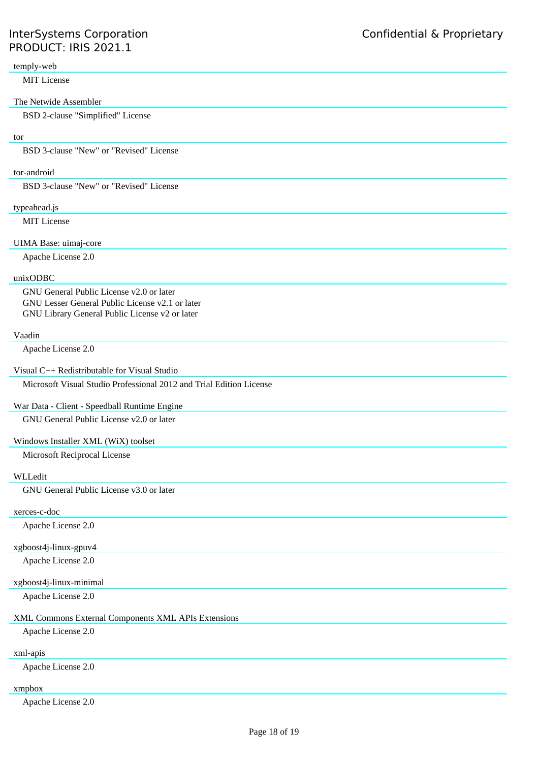temply-web

MIT License

The Netwide Assembler

BSD 2-clause "Simplified" License

tor

BSD 3-clause "New" or "Revised" License

tor-android

BSD 3-clause "New" or "Revised" License

typeahead.js

MIT License

UIMA Base: uimaj-core

Apache License 2.0

unixODBC

GNU General Public License v2.0 or later
GNU Lesser General Public License v2.1 or later
GNU Library General Public License v2 or later

Vaadin

Apache License 2.0

Visual C++ Redistributable for Visual Studio

Microsoft Visual Studio Professional 2012 and Trial Edition License

War Data - Client - Speedball Runtime Engine

GNU General Public License v2.0 or later

Windows Installer XML (WiX) toolset

Microsoft Reciprocal License

WLLedit

GNU General Public License v3.0 or later

xerces-c-doc

Apache License 2.0

xgboost4j-linux-gpuv4

Apache License 2.0

xgboost4j-linux-minimal

Apache License 2.0

XML Commons External Components XML APIs Extensions

Apache License 2.0

xml-apis

Apache License 2.0

xmpbox

Apache License 2.0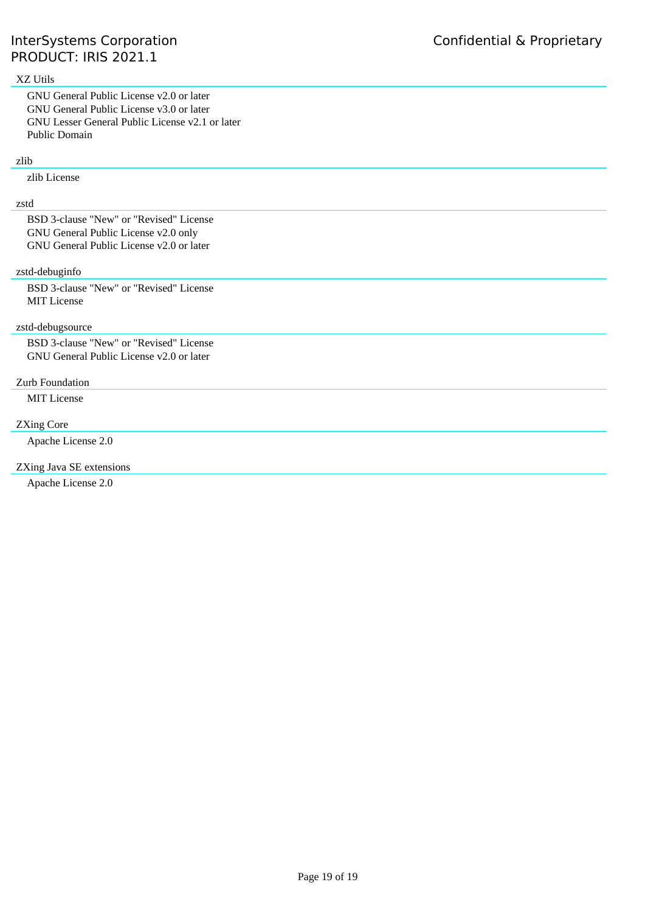XZ Utils

- GNU General Public License v2.0 or later
- GNU General Public License v3.0 or later
- GNU Lesser General Public License v2.1 or later
- Public Domain

zlib

- zlib License

zstd

- BSD 3-clause "New" or "Revised" License
- GNU General Public License v2.0 only
- GNU General Public License v2.0 or later

zstd-debuginfo

- BSD 3-clause "New" or "Revised" License
- MIT License

zstd-debugsource

- BSD 3-clause "New" or "Revised" License
- GNU General Public License v2.0 or later

Zurb Foundation

- MIT License

ZXing Core

- Apache License 2.0

ZXing Java SE extensions

- Apache License 2.0